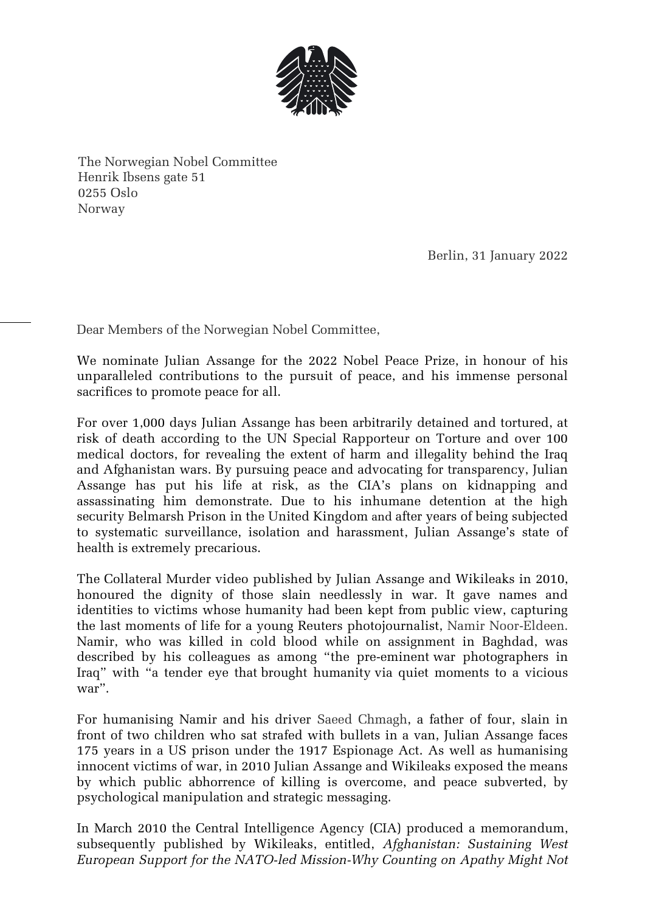The Norwegian Nobel Committee
Henrik Ibsens gate 51
0255 Oslo
Norway

Berlin, 31 January 2022

Dear Members of the Norwegian Nobel Committee,

We nominate Julian Assange for the 2022 Nobel Peace Prize, in honour of his unparalleled contributions to the pursuit of peace, and his immense personal sacrifices to promote peace for all.

For over 1,000 days Julian Assange has been arbitrarily detained and tortured, at risk of death according to the UN Special Rapporteur on Torture and over 100 medical doctors, for revealing the extent of harm and illegality behind the Iraq and Afghanistan wars. By pursuing peace and advocating for transparency, Julian Assange has put his life at risk, as the CIA's plans on kidnapping and assassinating him demonstrate. Due to his inhumane detention at the high security Belmarsh Prison in the United Kingdom and after years of being subjected to systematic surveillance, isolation and harassment, Julian Assange's state of health is extremely precarious.

The Collateral Murder video published by Julian Assange and Wikileaks in 2010, honoured the dignity of those slain needlessly in war. It gave names and identities to victims whose humanity had been kept from public view, capturing the last moments of life for a young Reuters photojournalist, Namir Noor-Eldeen. Namir, who was killed in cold blood while on assignment in Baghdad, was described by his colleagues as among "the pre-eminent war photographers in Iraq" with "a tender eye that brought humanity via quiet moments to a vicious war".

For humanising Namir and his driver Saeed Chmagh, a father of four, slain in front of two children who sat strafed with bullets in a van, Julian Assange faces 175 years in a US prison under the 1917 Espionage Act. As well as humanising innocent victims of war, in 2010 Julian Assange and Wikileaks exposed the means by which public abhorrence of killing is overcome, and peace subverted, by psychological manipulation and strategic messaging.

In March 2010 the Central Intelligence Agency (CIA) produced a memorandum, subsequently published by Wikileaks, entitled, *Afghanistan: Sustaining West European Support for the NATO-led Mission-Why Counting on Apathy Might Not*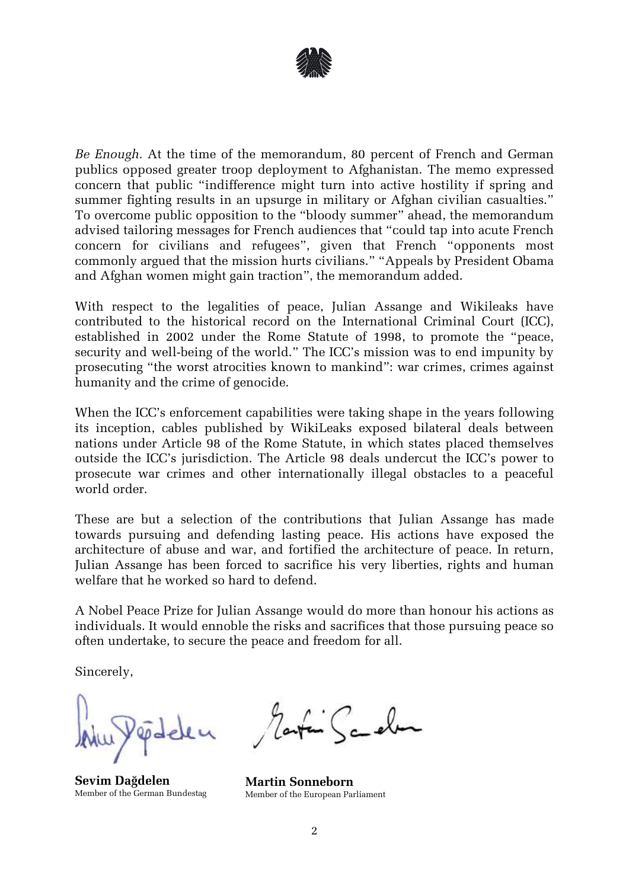*Be Enough*. At the time of the memorandum, 80 percent of French and German publics opposed greater troop deployment to Afghanistan. The memo expressed concern that public "indifference might turn into active hostility if spring and summer fighting results in an upsurge in military or Afghan civilian casualties." To overcome public opposition to the "bloody summer" ahead, the memorandum advised tailoring messages for French audiences that "could tap into acute French concern for civilians and refugees", given that French "opponents most commonly argued that the mission hurts civilians." "Appeals by President Obama and Afghan women might gain traction", the memorandum added.

With respect to the legalities of peace, Julian Assange and Wikileaks have contributed to the historical record on the International Criminal Court (ICC), established in 2002 under the Rome Statute of 1998, to promote the "peace, security and well-being of the world." The ICC's mission was to end impunity by prosecuting "the worst atrocities known to mankind": war crimes, crimes against humanity and the crime of genocide.

When the ICC's enforcement capabilities were taking shape in the years following its inception, cables published by WikiLeaks exposed bilateral deals between nations under Article 98 of the Rome Statute, in which states placed themselves outside the ICC's jurisdiction. The Article 98 deals undercut the ICC's power to prosecute war crimes and other internationally illegal obstacles to a peaceful world order.

These are but a selection of the contributions that Julian Assange has made towards pursuing and defending lasting peace. His actions have exposed the architecture of abuse and war, and fortified the architecture of peace. In return, Julian Assange has been forced to sacrifice his very liberties, rights and human welfare that he worked so hard to defend.

A Nobel Peace Prize for Julian Assange would do more than honour his actions as individuals. It would ennoble the risks and sacrifices that those pursuing peace so often undertake, to secure the peace and freedom for all.

Sincerely,

**Sevim Dağdelen**
Member of the German Bundestag

**Martin Sonneborn**
Member of the European Parliament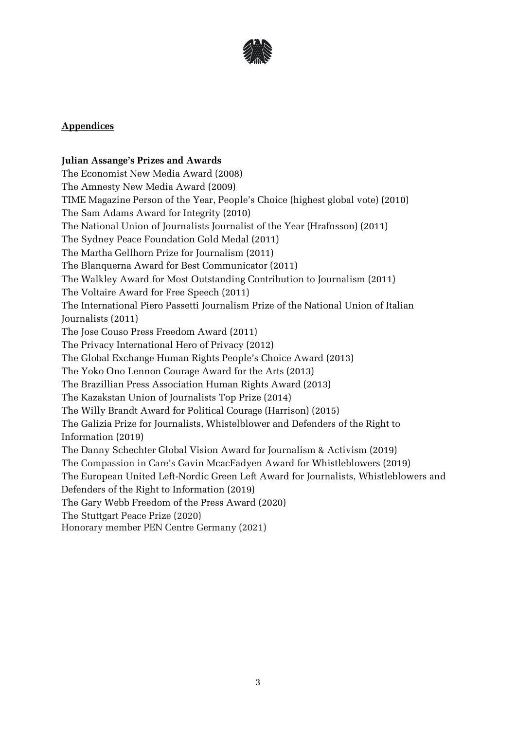<u>**Appendices**</u>

**Julian Assange's Prizes and Awards**

The Economist New Media Award (2008)
The Amnesty New Media Award (2009)
TIME Magazine Person of the Year, People's Choice (highest global vote) (2010)
The Sam Adams Award for Integrity (2010)
The National Union of Journalists Journalist of the Year (Hrafnsson) (2011)
The Sydney Peace Foundation Gold Medal (2011)
The Martha Gellhorn Prize for Journalism (2011)
The Blanquerna Award for Best Communicator (2011)
The Walkley Award for Most Outstanding Contribution to Journalism (2011)
The Voltaire Award for Free Speech (2011)
The International Piero Passetti Journalism Prize of the National Union of Italian Journalists (2011)
The Jose Couso Press Freedom Award (2011)
The Privacy International Hero of Privacy (2012)
The Global Exchange Human Rights People's Choice Award (2013)
The Yoko Ono Lennon Courage Award for the Arts (2013)
The Brazillian Press Association Human Rights Award (2013)
The Kazakstan Union of Journalists Top Prize (2014)
The Willy Brandt Award for Political Courage (Harrison) (2015)
The Galizia Prize for Journalists, Whistelblower and Defenders of the Right to Information (2019)
The Danny Schechter Global Vision Award for Journalism & Activism (2019)
The Compassion in Care's Gavin McacFadyen Award for Whistleblowers (2019)
The European United Left-Nordic Green Left Award for Journalists, Whistleblowers and Defenders of the Right to Information (2019)
The Gary Webb Freedom of the Press Award (2020)
The Stuttgart Peace Prize (2020)
Honorary member PEN Centre Germany (2021)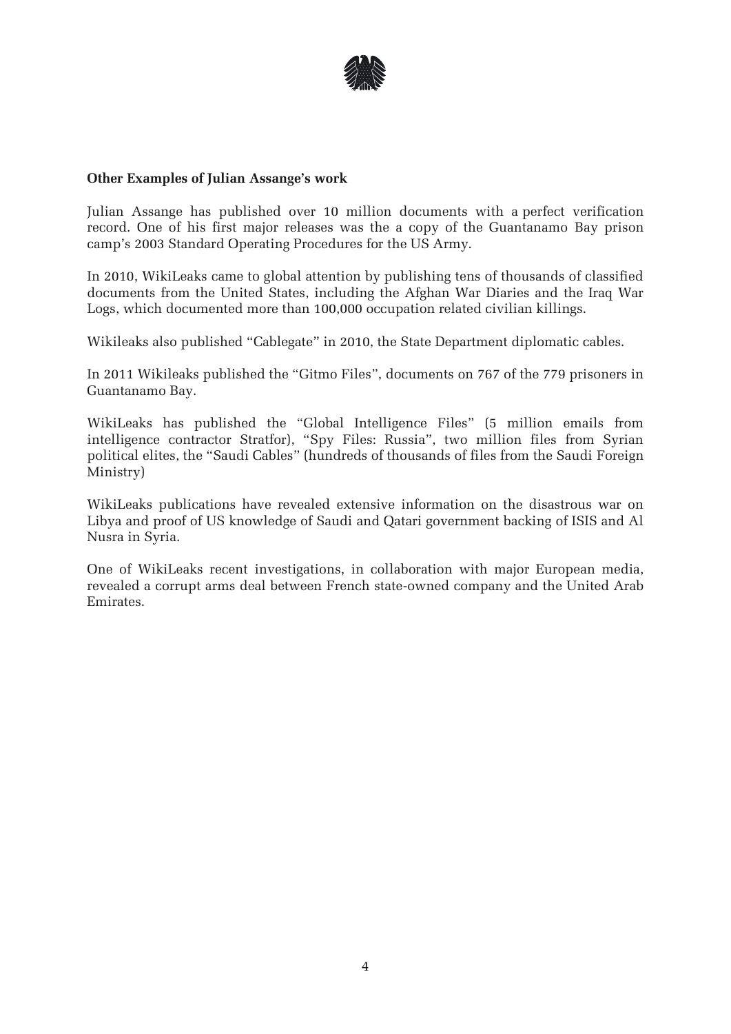**Other Examples of Julian Assange's work**

Julian Assange has published over 10 million documents with a perfect verification record. One of his first major releases was the a copy of the Guantanamo Bay prison camp's 2003 Standard Operating Procedures for the US Army.

In 2010, WikiLeaks came to global attention by publishing tens of thousands of classified documents from the United States, including the Afghan War Diaries and the Iraq War Logs, which documented more than 100,000 occupation related civilian killings.

Wikileaks also published "Cablegate" in 2010, the State Department diplomatic cables.

In 2011 Wikileaks published the "Gitmo Files", documents on 767 of the 779 prisoners in Guantanamo Bay.

WikiLeaks has published the "Global Intelligence Files" (5 million emails from intelligence contractor Stratfor), "Spy Files: Russia", two million files from Syrian political elites, the "Saudi Cables" (hundreds of thousands of files from the Saudi Foreign Ministry)

WikiLeaks publications have revealed extensive information on the disastrous war on Libya and proof of US knowledge of Saudi and Qatari government backing of ISIS and Al Nusra in Syria.

One of WikiLeaks recent investigations, in collaboration with major European media, revealed a corrupt arms deal between French state-owned company and the United Arab Emirates.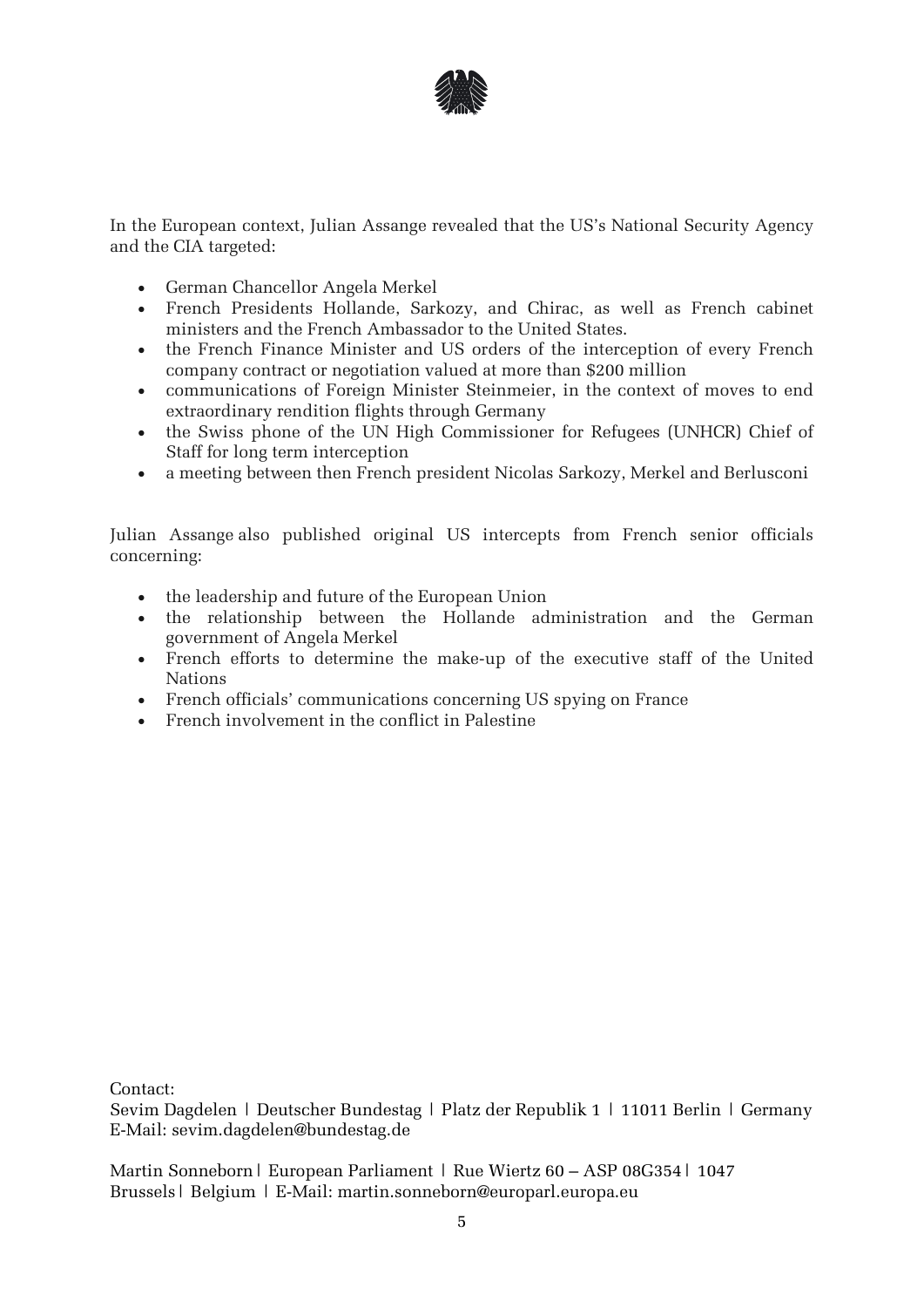In the European context, Julian Assange revealed that the US's National Security Agency and the CIA targeted:

- German Chancellor Angela Merkel
- French Presidents Hollande, Sarkozy, and Chirac, as well as French cabinet ministers and the French Ambassador to the United States.
- the French Finance Minister and US orders of the interception of every French company contract or negotiation valued at more than $200 million
- communications of Foreign Minister Steinmeier, in the context of moves to end extraordinary rendition flights through Germany
- the Swiss phone of the UN High Commissioner for Refugees (UNHCR) Chief of Staff for long term interception
- a meeting between then French president Nicolas Sarkozy, Merkel and Berlusconi

Julian Assange also published original US intercepts from French senior officials concerning:

- the leadership and future of the European Union
- the relationship between the Hollande administration and the German government of Angela Merkel
- French efforts to determine the make-up of the executive staff of the United Nations
- French officials' communications concerning US spying on France
- French involvement in the conflict in Palestine

Contact:
Sevim Dagdelen | Deutscher Bundestag | Platz der Republik 1 | 11011 Berlin | Germany
E-Mail: sevim.dagdelen@bundestag.de

Martin Sonneborn | European Parliament | Rue Wiertz 60 – ASP 08G354 | 1047 Brussels | Belgium | E-Mail: martin.sonneborn@europarl.europa.eu